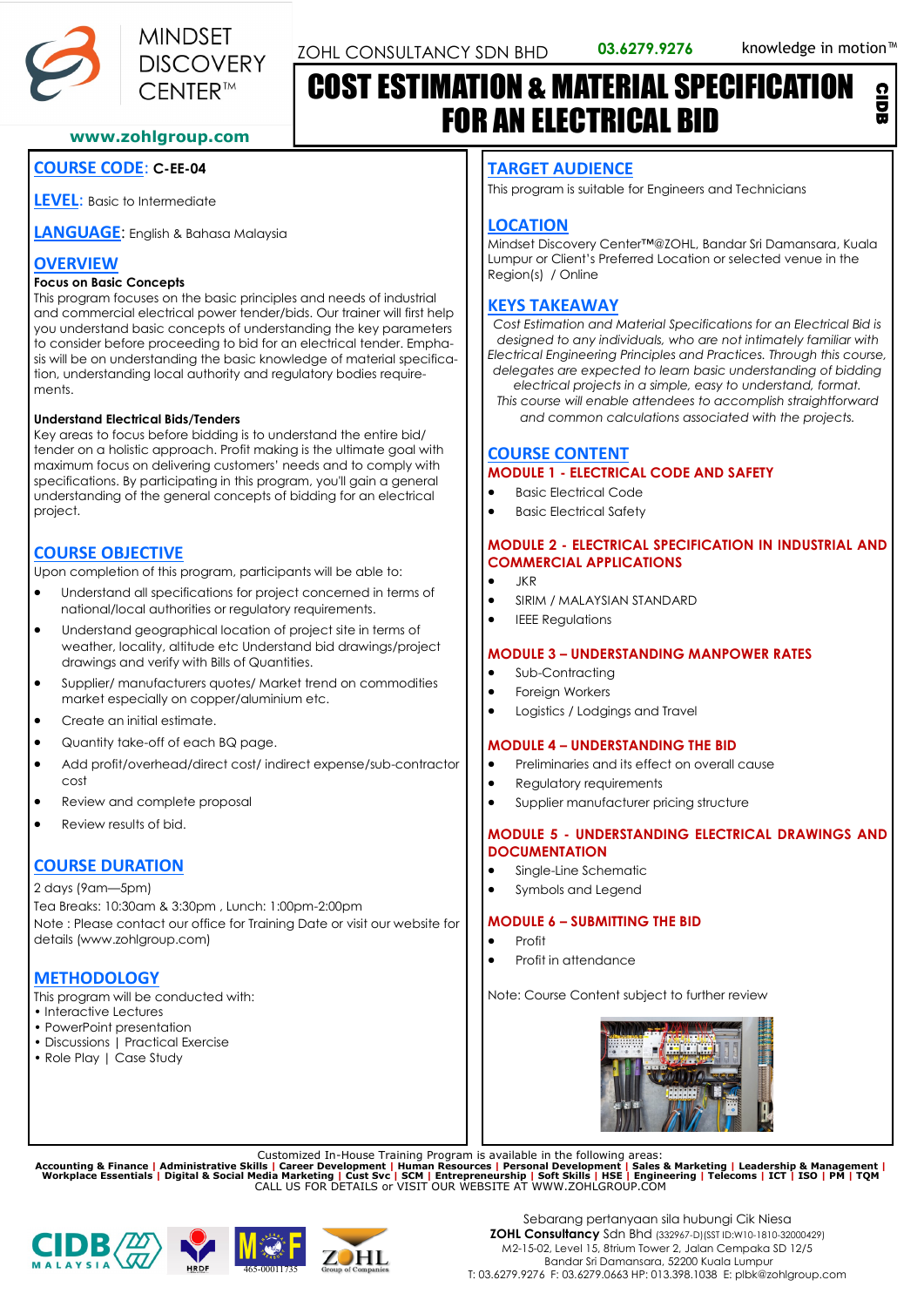MINDSET DISCOVERY CENTER™

www.zohlgroup.com

ZOHL CONSULTANCY SDN BHD 03.6279.9276 knowledge in motion™

# COST ESTIMATION & MATERIAL SPECIFICATION FOR AN ELECTRICAL BID

CIDB

## COURSE CODE: C-EE-04

## LEVEL: Basic to Intermediate

## LANGUAGE: English & Bahasa Malaysia

## OVERVIEW

**Focus on Basic Concepts**

This program focuses on the basic principles and needs of industrial and commercial electrical power tender/bids. Our trainer will first help you understand basic concepts of understanding the key parameters to consider before proceeding to bid for an electrical tender. Emphasis will be on understanding the basic knowledge of material specification, understanding local authority and regulatory bodies requirements.

**Understand Electrical Bids/Tenders**

Key areas to focus before bidding is to understand the entire bid/ tender on a holistic approach. Profit making is the ultimate goal with maximum focus on delivering customers' needs and to comply with specifications. By participating in this program, you'll gain a general understanding of the general concepts of bidding for an electrical project.

## COURSE OBJECTIVE

Upon completion of this program, participants will be able to:

- Understand all specifications for project concerned in terms of national/local authorities or regulatory requirements.
- Understand geographical location of project site in terms of weather, locality, altitude etc Understand bid drawings/project drawings and verify with Bills of Quantities.
- Supplier/ manufacturers quotes/ Market trend on commodities market especially on copper/aluminium etc.
- Create an initial estimate.
- Quantity take-off of each BQ page.
- Add profit/overhead/direct cost/ indirect expense/sub-contractor cost
- Review and complete proposal
- Review results of bid.

## COURSE DURATION

2 days (9am—5pm)

Tea Breaks: 10:30am & 3:30pm , Lunch: 1:00pm-2:00pm

Note : Please contact our office for Training Date or visit our website for details (www.zohlgroup.com)

## METHODOLOGY

This program will be conducted with:

- Interactive Lectures
- PowerPoint presentation
- Discussions | Practical Exercise
- Role Play | Case Study

## TARGET AUDIENCE

This program is suitable for Engineers and Technicians

## LOCATION

Mindset Discovery Center™@ZOHL, Bandar Sri Damansara, Kuala Lumpur or Client's Preferred Location or selected venue in the Region(s) / Online

## KEYS TAKEAWAY

*Cost Estimation and Material Specifications for an Electrical Bid is designed to any individuals, who are not intimately familiar with Electrical Engineering Principles and Practices. Through this course, delegates are expected to learn basic understanding of bidding electrical projects in a simple, easy to understand, format. This course will enable attendees to accomplish straightforward and common calculations associated with the projects.*

## COURSE CONTENT

### MODULE 1 - ELECTRICAL CODE AND SAFETY

- Basic Electrical Code
- Basic Electrical Safety

### MODULE 2 - ELECTRICAL SPECIFICATION IN INDUSTRIAL AND COMMERCIAL APPLICATIONS

- JKR
- SIRIM / MALAYSIAN STANDARD
- IEEE Regulations

### MODULE 3 – UNDERSTANDING MANPOWER RATES

- Sub-Contracting
- Foreign Workers
- Logistics / Lodgings and Travel

### MODULE 4 – UNDERSTANDING THE BID

- Preliminaries and its effect on overall cause
- Regulatory requirements
- Supplier manufacturer pricing structure

### MODULE 5 - UNDERSTANDING ELECTRICAL DRAWINGS AND DOCUMENTATION

- Single-Line Schematic
- Symbols and Legend

### MODULE 6 – SUBMITTING THE BID

- Profit
- Profit in attendance

Note: Course Content subject to further review

Customized In-House Training Program is available in the following areas:
**Accounting & Finance | Administrative Skills | Career Development | Human Resources | Personal Development | Sales & Marketing | Leadership & Management | Workplace Essentials | Digital & Social Media Marketing | Cust Svc | SCM | Entrepreneurship | Soft Skills | HSE | Engineering | Telecoms | ICT | ISO | PM | TQM**
CALL US FOR DETAILS or VISIT OUR WEBSITE AT WWW.ZOHLGROUP.COM

Sebarang pertanyaan sila hubungi Cik Niesa
**ZOHL Consultancy** Sdn Bhd (332967-D)(SST ID:W10-1810-32000429)
M2-15-02, Level 15, 8trium Tower 2, Jalan Cempaka SD 12/5
Bandar Sri Damansara, 52200 Kuala Lumpur
T: 03.6279.9276 F: 03.6279.0663 HP: 013.398.1038 E: plbk@zohlgroup.com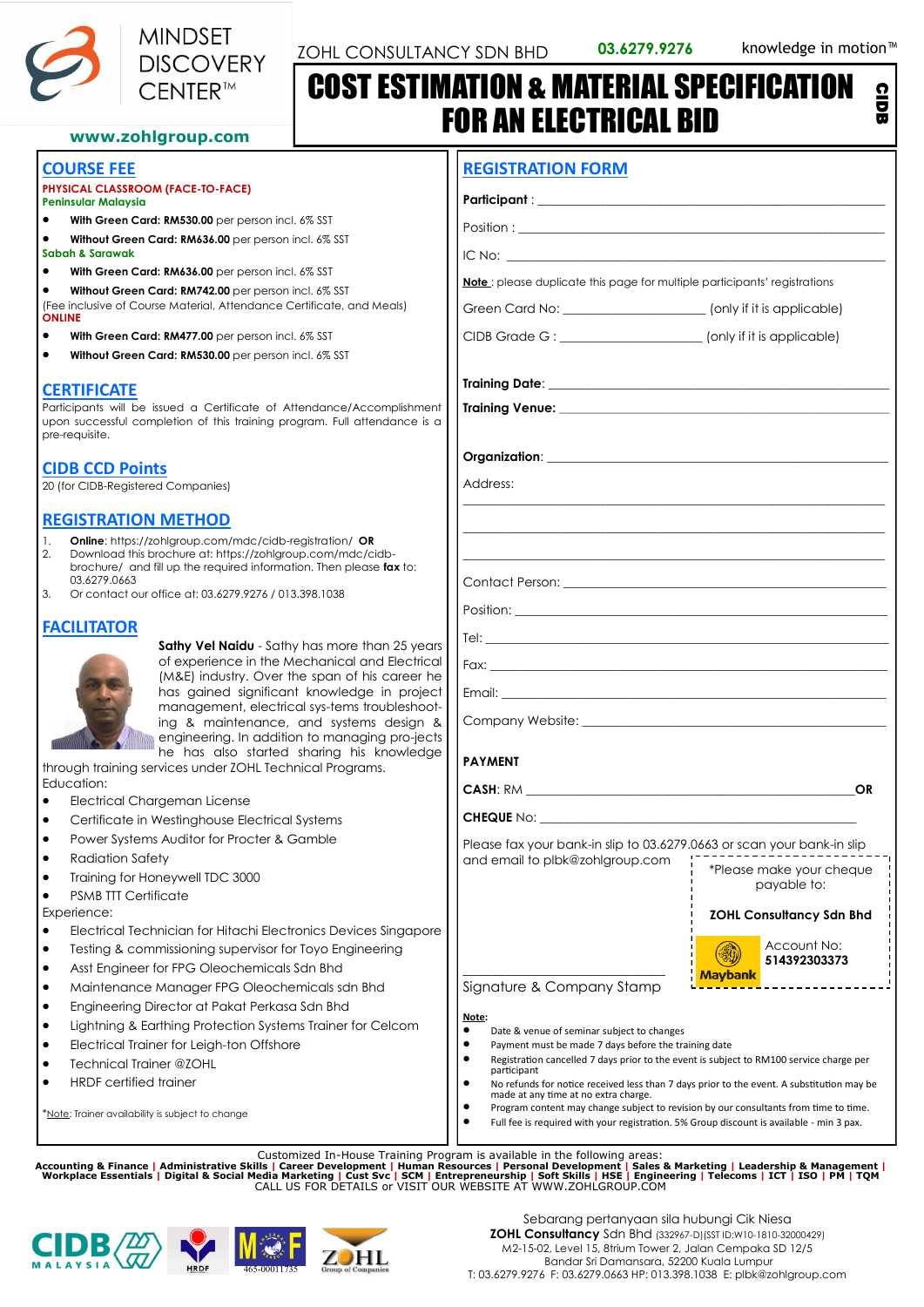MINDSET DISCOVERY CENTER™

ZOHL CONSULTANCY SDN BHD 03.6279.9276 knowledge in motion™

www.zohlgroup.com

# COST ESTIMATION & MATERIAL SPECIFICATION FOR AN ELECTRICAL BID

CIDB

## COURSE FEE

**PHYSICAL CLASSROOM (FACE-TO-FACE)**
**Peninsular Malaysia**

- **With Green Card: RM530.00** per person incl. 6% SST
- **Without Green Card: RM636.00** per person incl. 6% SST

**Sabah & Sarawak**

- **With Green Card: RM636.00** per person incl. 6% SST
- **Without Green Card: RM742.00** per person incl. 6% SST

(Fee inclusive of Course Material, Attendance Certificate, and Meals)

**ONLINE**

- **With Green Card: RM477.00** per person incl. 6% SST
- **Without Green Card: RM530.00** per person incl. 6% SST

## CERTIFICATE

Participants will be issued a Certificate of Attendance/Accomplishment upon successful completion of this training program. Full attendance is a pre-requisite.

## CIDB CCD Points

20 (for CIDB-Registered Companies)

## REGISTRATION METHOD

1. **Online**: https://zohlgroup.com/mdc/cidb-registration/ **OR**
2. Download this brochure at: https://zohlgroup.com/mdc/cidb-brochure/ and fill up the required information. Then please **fax** to: 03.6279.0663
3. Or contact our office at: 03.6279.9276 / 013.398.1038

## FACILITATOR

**Sathy Vel Naidu** - Sathy has more than 25 years of experience in the Mechanical and Electrical (M&E) industry. Over the span of his career he has gained significant knowledge in project management, electrical sys-tems troubleshoot-ing & maintenance, and systems design & engineering. In addition to managing pro-jects he has also started sharing his knowledge through training services under ZOHL Technical Programs.

Education:

- Electrical Chargeman License
- Certificate in Westinghouse Electrical Systems
- Power Systems Auditor for Procter & Gamble
- Radiation Safety
- Training for Honeywell TDC 3000
- PSMB TTT Certificate

Experience:

- Electrical Technician for Hitachi Electronics Devices Singapore
- Testing & commissioning supervisor for Toyo Engineering
- Asst Engineer for FPG Oleochemicals Sdn Bhd
- Maintenance Manager FPG Oleochemicals sdn Bhd
- Engineering Director at Pakat Perkasa Sdn Bhd
- Lightning & Earthing Protection Systems Trainer for Celcom
- Electrical Trainer for Leigh-ton Offshore
- Technical Trainer @ZOHL
- HRDF certified trainer

*Note: Trainer availability is subject to change

## REGISTRATION FORM

**Participant** : ______________________________

Position : ______________________________

IC No: ______________________________

**Note** : please duplicate this page for multiple participants' registrations

Green Card No: ____________________ (only if it is applicable)

CIDB Grade G : ____________________ (only if it is applicable)

**Training Date**: ______________________________

**Training Venue**: ______________________________

**Organization**: ______________________________

Address: ______________________________

______________________________

______________________________

Contact Person: ______________________________

Position: ______________________________

Tel: ______________________________

Fax: ______________________________

Email: ______________________________

Company Website: ______________________________

**PAYMENT**

**CASH**: RM ______________________________ **OR**

**CHEQUE** No: ______________________________

Please fax your bank-in slip to 03.6279.0663 or scan your bank-in slip and email to plbk@zohlgroup.com

*Please make your cheque payable to:

**ZOHL Consultancy Sdn Bhd**

Maybank Account No: **514392303373**

______________________________
Signature & Company Stamp

**Note**:

- Date & venue of seminar subject to changes
- Payment must be made 7 days before the training date
- Registration cancelled 7 days prior to the event is subject to RM100 service charge per participant
- No refunds for notice received less than 7 days prior to the event. A substitution may be made at any time at no extra charge.
- Program content may change subject to revision by our consultants from time to time.
- Full fee is required with your registration. 5% Group discount is available - min 3 pax.

Customized In-House Training Program is available in the following areas:
**Accounting & Finance | Administrative Skills | Career Development | Human Resources | Personal Development | Sales & Marketing | Leadership & Management | Workplace Essentials | Digital & Social Media Marketing | Cust Svc | SCM | Entrepreneurship | Soft Skills | HSE | Engineering | Telecoms | ICT | ISO | PM | TQM**
CALL US FOR DETAILS or VISIT OUR WEBSITE AT WWW.ZOHLGROUP.COM

CIDB MALAYSIA | HRDF | MOF 465-00011735 | ZOHL Group of Companies

Sebarang pertanyaan sila hubungi Cik Niesa
**ZOHL Consultancy** Sdn Bhd (332967-D)(SST ID:W10-1810-32000429)
M2-15-02, Level 15, 8trium Tower 2, Jalan Cempaka SD 12/5
Bandar Sri Damansara, 52200 Kuala Lumpur
T: 03.6279.9276 F: 03.6279.0663 HP: 013.398.1038 E: plbk@zohlgroup.com